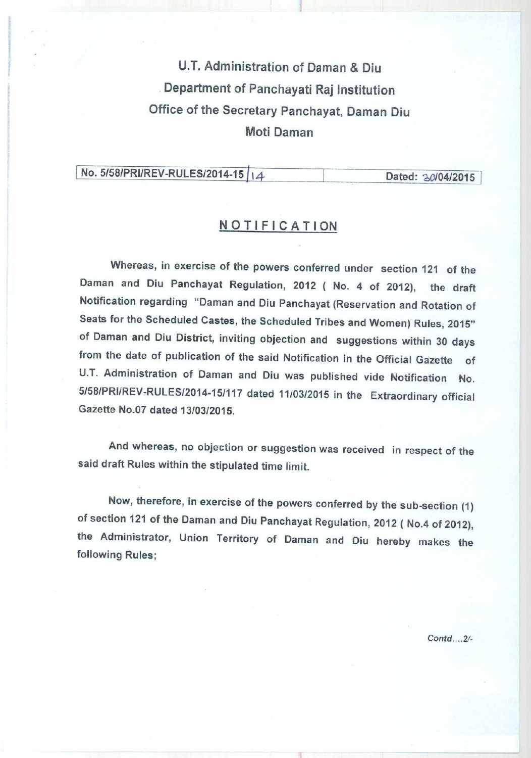# U.T. Administration of Daman & Diu
## Department of Panchayati Raj Institution
## Office of the Secretary Panchayat, Daman Diu
## Moti Daman

| No. 5/58/PRI/REV-RULES/2014-15/14 | Dated: 30/04/2015 |
|---|---|

## NOTIFICATION

Whereas, in exercise of the powers conferred under section 121 of the Daman and Diu Panchayat Regulation, 2012 ( No. 4 of 2012), the draft Notification regarding "Daman and Diu Panchayat (Reservation and Rotation of Seats for the Scheduled Castes, the Scheduled Tribes and Women) Rules, 2015" of Daman and Diu District, inviting objection and suggestions within 30 days from the date of publication of the said Notification in the Official Gazette of U.T. Administration of Daman and Diu was published vide Notification No. 5/58/PRI/REV-RULES/2014-15/117 dated 11/03/2015 in the Extraordinary official Gazette No.07 dated 13/03/2015.

And whereas, no objection or suggestion was received in respect of the said draft Rules within the stipulated time limit.

Now, therefore, in exercise of the powers conferred by the sub-section (1) of section 121 of the Daman and Diu Panchayat Regulation, 2012 ( No.4 of 2012), the Administrator, Union Territory of Daman and Diu hereby makes the following Rules;

*Contd....2/-*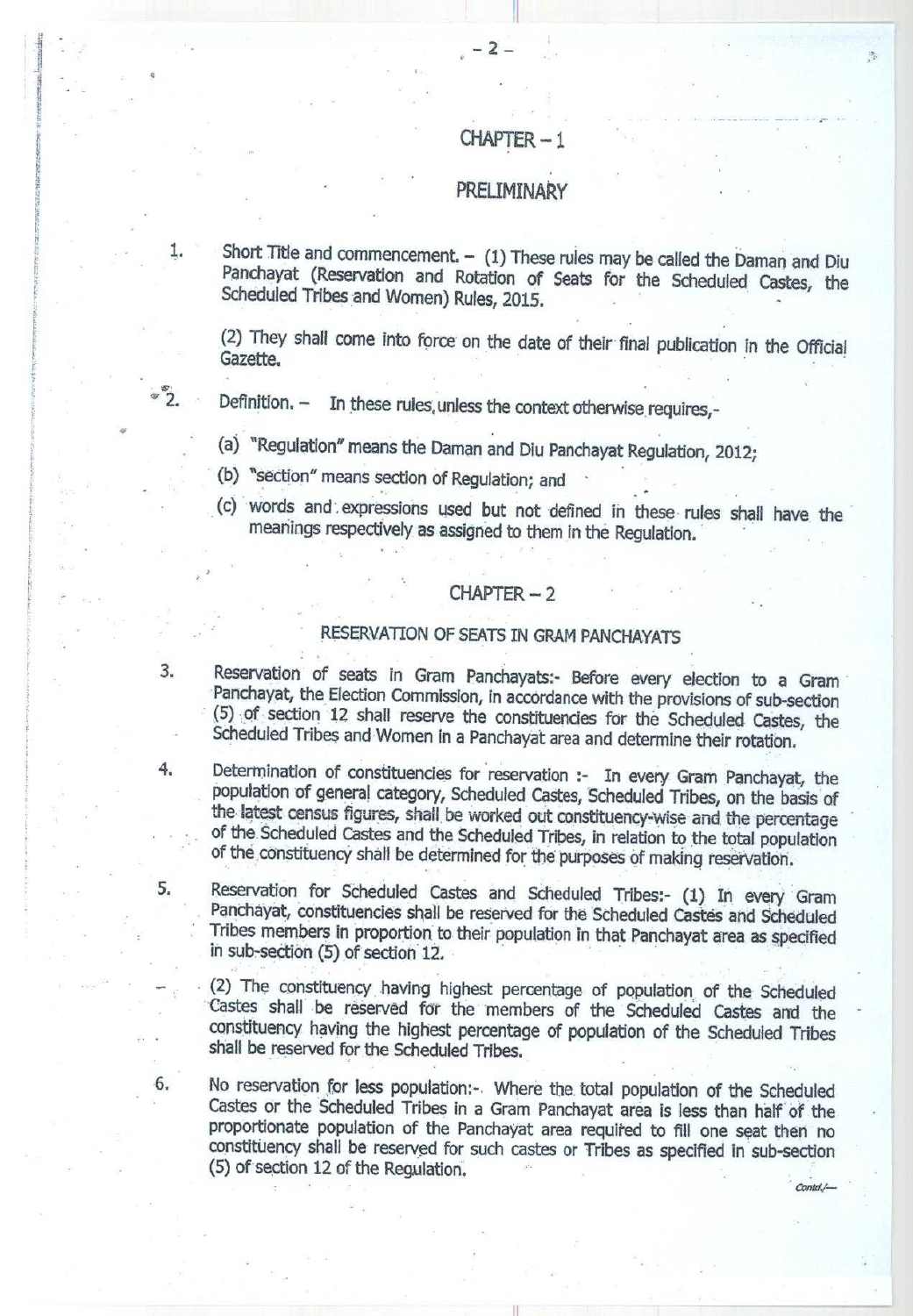## CHAPTER – 1

## PRELIMINARY

1. Short Title and commencement. – (1) These rules may be called the Daman and Diu Panchayat (Reservation and Rotation of Seats for the Scheduled Castes, the Scheduled Tribes and Women) Rules, 2015.

   (2) They shall come into force on the date of their final publication in the Official Gazette.

2. Definition. – In these rules, unless the context otherwise requires,-

   (a) "Regulation" means the Daman and Diu Panchayat Regulation, 2012;

   (b) "section" means section of Regulation; and

   (c) words and expressions used but not defined in these rules shall have the meanings respectively as assigned to them in the Regulation.

## CHAPTER – 2

## RESERVATION OF SEATS IN GRAM PANCHAYATS

3. Reservation of seats in Gram Panchayats:- Before every election to a Gram Panchayat, the Election Commission, in accordance with the provisions of sub-section (5) of section 12 shall reserve the constituencies for the Scheduled Castes, the Scheduled Tribes and Women in a Panchayat area and determine their rotation.

4. Determination of constituencies for reservation :- In every Gram Panchayat, the population of general category, Scheduled Castes, Scheduled Tribes, on the basis of the latest census figures, shall be worked out constituency-wise and the percentage of the Scheduled Castes and the Scheduled Tribes, in relation to the total population of the constituency shall be determined for the purposes of making reservation.

5. Reservation for Scheduled Castes and Scheduled Tribes:- (1) In every Gram Panchayat, constituencies shall be reserved for the Scheduled Castes and Scheduled Tribes members in proportion to their population in that Panchayat area as specified in sub-section (5) of section 12.

   (2) The constituency having highest percentage of population of the Scheduled Castes shall be reserved for the members of the Scheduled Castes and the constituency having the highest percentage of population of the Scheduled Tribes shall be reserved for the Scheduled Tribes.

6. No reservation for less population:- Where the total population of the Scheduled Castes or the Scheduled Tribes in a Gram Panchayat area is less than half of the proportionate population of the Panchayat area required to fill one seat then no constituency shall be reserved for such castes or Tribes as specified in sub-section (5) of section 12 of the Regulation.

Contd./—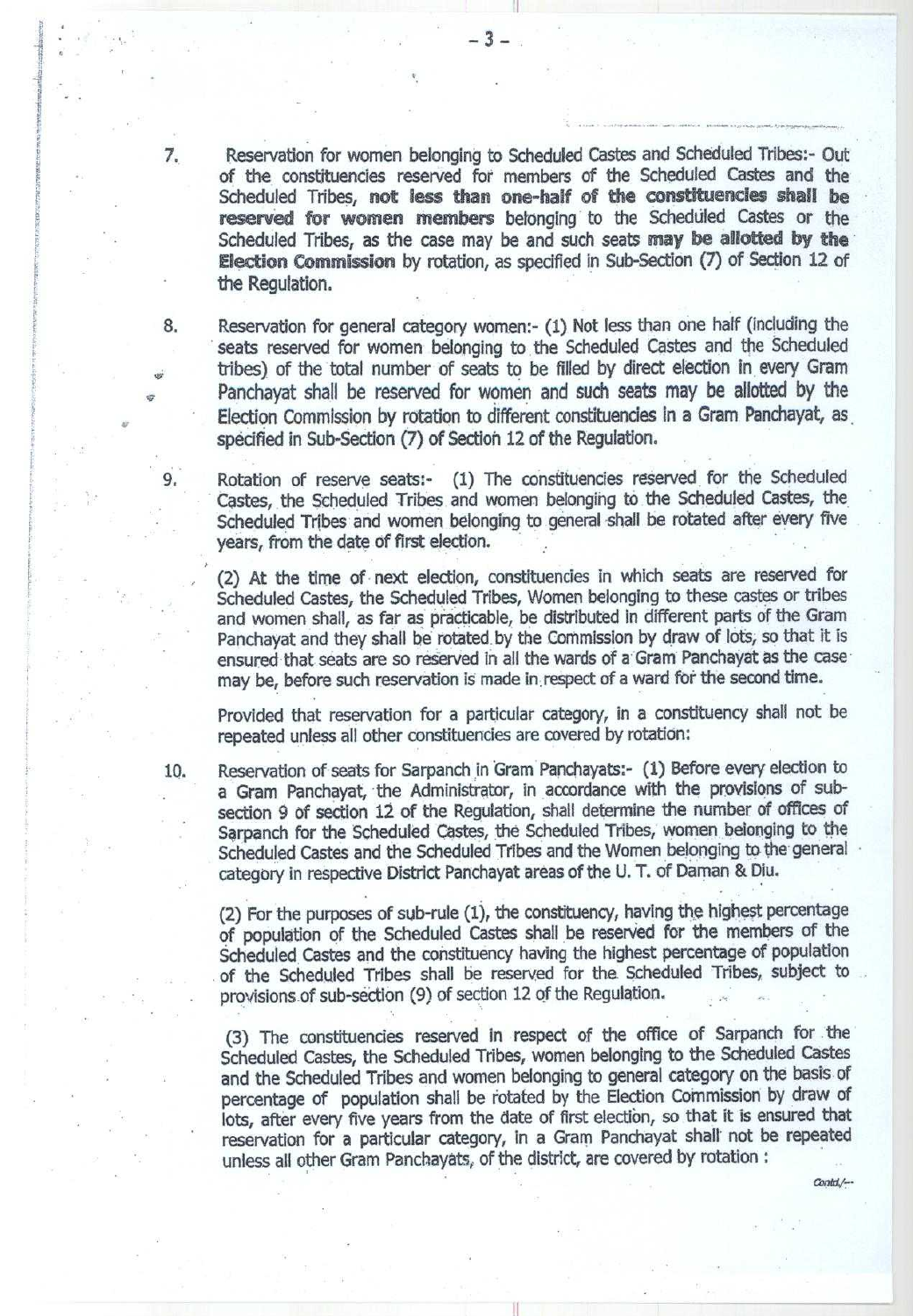7. Reservation for women belonging to Scheduled Castes and Scheduled Tribes:- Out of the constituencies reserved for members of the Scheduled Castes and the Scheduled Tribes, **not less than one-half of the constituencies shall be reserved for women members** belonging to the Scheduled Castes or the Scheduled Tribes, as the case may be and such seats **may be allotted by the Election Commission** by rotation, as specified in Sub-Section (7) of Section 12 of the Regulation.

8. Reservation for general category women:- (1) Not less than one half (including the seats reserved for women belonging to the Scheduled Castes and the Scheduled tribes) of the total number of seats to be filled by direct election in every Gram Panchayat shall be reserved for women and such seats may be allotted by the Election Commission by rotation to different constituencies in a Gram Panchayat, as specified in Sub-Section (7) of Section 12 of the Regulation.

9. Rotation of reserve seats:- (1) The constituencies reserved for the Scheduled Castes, the Scheduled Tribes and women belonging to the Scheduled Castes, the Scheduled Tribes and women belonging to general shall be rotated after every five years, from the date of first election.

(2) At the time of next election, constituencies in which seats are reserved for Scheduled Castes, the Scheduled Tribes, Women belonging to these castes or tribes and women shall, as far as practicable, be distributed in different parts of the Gram Panchayat and they shall be rotated by the Commission by draw of lots, so that it is ensured that seats are so reserved in all the wards of a Gram Panchayat as the case may be, before such reservation is made in respect of a ward for the second time.

Provided that reservation for a particular category, in a constituency shall not be repeated unless all other constituencies are covered by rotation:

10. Reservation of seats for Sarpanch in Gram Panchayats:- (1) Before every election to a Gram Panchayat, the Administrator, in accordance with the provisions of sub-section 9 of section 12 of the Regulation, shall determine the number of offices of Sarpanch for the Scheduled Castes, the Scheduled Tribes, women belonging to the Scheduled Castes and the Scheduled Tribes and the Women belonging to the general category in respective District Panchayat areas of the U. T. of Daman & Diu.

(2) For the purposes of sub-rule (1), the constituency, having the highest percentage of population of the Scheduled Castes shall be reserved for the members of the Scheduled Castes and the constituency having the highest percentage of population of the Scheduled Tribes shall be reserved for the Scheduled Tribes, subject to provisions of sub-section (9) of section 12 of the Regulation.

(3) The constituencies reserved in respect of the office of Sarpanch for the Scheduled Castes, the Scheduled Tribes, women belonging to the Scheduled Castes and the Scheduled Tribes and women belonging to general category on the basis of percentage of population shall be rotated by the Election Commission by draw of lots, after every five years from the date of first election, so that it is ensured that reservation for a particular category, in a Gram Panchayat shall not be repeated unless all other Gram Panchayats, of the district, are covered by rotation :

Contd/--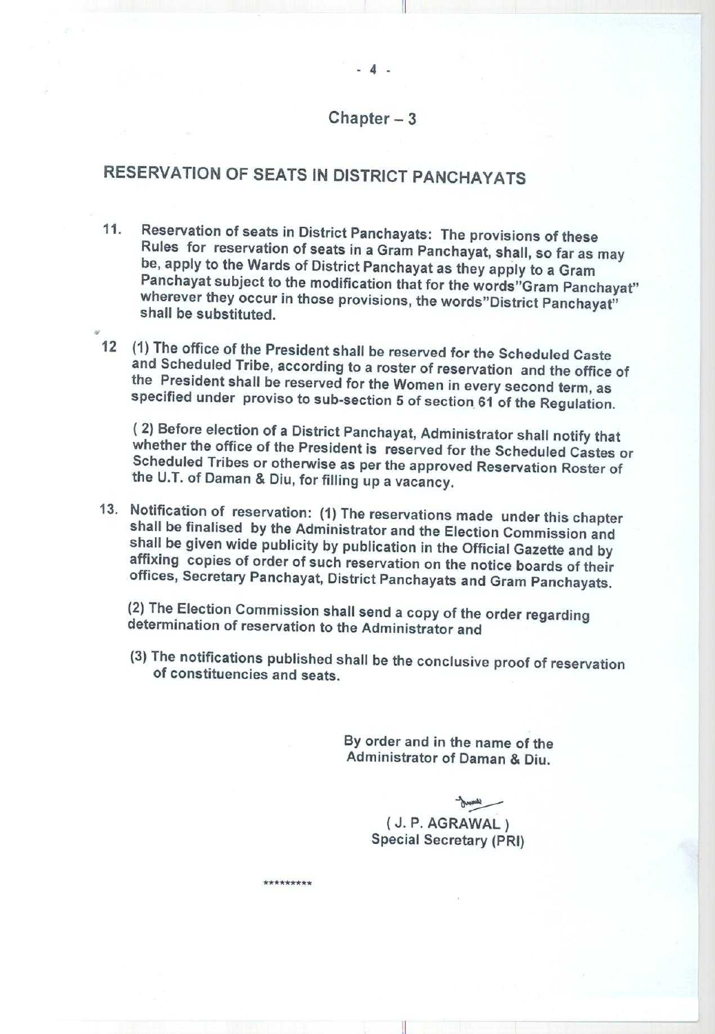## Chapter – 3

## RESERVATION OF SEATS IN DISTRICT PANCHAYATS

11. Reservation of seats in District Panchayats: The provisions of these Rules for reservation of seats in a Gram Panchayat, shall, so far as may be, apply to the Wards of District Panchayat as they apply to a Gram Panchayat subject to the modification that for the words"Gram Panchayat" wherever they occur in those provisions, the words"District Panchayat" shall be substituted.

12 (1) The office of the President shall be reserved for the Scheduled Caste and Scheduled Tribe, according to a roster of reservation and the office of the President shall be reserved for the Women in every second term, as specified under proviso to sub-section 5 of section 61 of the Regulation.

( 2) Before election of a District Panchayat, Administrator shall notify that whether the office of the President is reserved for the Scheduled Castes or Scheduled Tribes or otherwise as per the approved Reservation Roster of the U.T. of Daman & Diu, for filling up a vacancy.

13. Notification of reservation: (1) The reservations made under this chapter shall be finalised by the Administrator and the Election Commission and shall be given wide publicity by publication in the Official Gazette and by affixing copies of order of such reservation on the notice boards of their offices, Secretary Panchayat, District Panchayats and Gram Panchayats.

(2) The Election Commission shall send a copy of the order regarding determination of reservation to the Administrator and

(3) The notifications published shall be the conclusive proof of reservation of constituencies and seats.

By order and in the name of the
Administrator of Daman & Diu.

( J. P. AGRAWAL )
Special Secretary (PRI)

*********